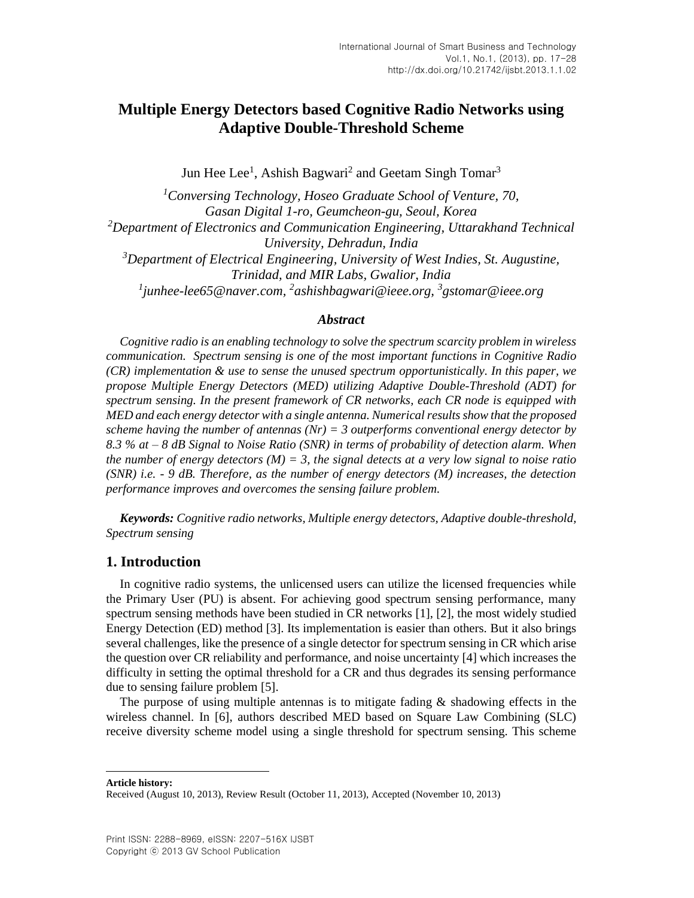# Multiple Energy Detectors based Cognitive Radio Networks using Adaptive Double-Threshold Scheme

Jun Hee Lee[1], Ashish Bagwari[2] and Geetam Singh Tomar[3]

[1]*Conversing Technology, Hoseo Graduate School of Venture, 70, Gasan Digital 1-ro, Geumcheon-gu, Seoul, Korea*
[2]*Department of Electronics and Communication Engineering, Uttarakhand Technical University, Dehradun, India*
[3]*Department of Electrical Engineering, University of West Indies, St. Augustine, Trinidad, and MIR Labs, Gwalior, India*
[1]*junhee-lee65@naver.com*, [2]*ashishbagwari@ieee.org*, [3]*gstomar@ieee.org*

### *Abstract*

*Cognitive radio is an enabling technology to solve the spectrum scarcity problem in wireless communication. Spectrum sensing is one of the most important functions in Cognitive Radio (CR) implementation & use to sense the unused spectrum opportunistically. In this paper, we propose Multiple Energy Detectors (MED) utilizing Adaptive Double-Threshold (ADT) for spectrum sensing. In the present framework of CR networks, each CR node is equipped with MED and each energy detector with a single antenna. Numerical results show that the proposed scheme having the number of antennas (Nr) = 3 outperforms conventional energy detector by 8.3 % at – 8 dB Signal to Noise Ratio (SNR) in terms of probability of detection alarm. When the number of energy detectors (M) = 3, the signal detects at a very low signal to noise ratio (SNR) i.e. - 9 dB. Therefore, as the number of energy detectors (M) increases, the detection performance improves and overcomes the sensing failure problem.*

***Keywords:*** *Cognitive radio networks, Multiple energy detectors, Adaptive double-threshold, Spectrum sensing*

## 1. Introduction

In cognitive radio systems, the unlicensed users can utilize the licensed frequencies while the Primary User (PU) is absent. For achieving good spectrum sensing performance, many spectrum sensing methods have been studied in CR networks [1], [2], the most widely studied Energy Detection (ED) method [3]. Its implementation is easier than others. But it also brings several challenges, like the presence of a single detector for spectrum sensing in CR which arise the question over CR reliability and performance, and noise uncertainty [4] which increases the difficulty in setting the optimal threshold for a CR and thus degrades its sensing performance due to sensing failure problem [5].

The purpose of using multiple antennas is to mitigate fading & shadowing effects in the wireless channel. In [6], authors described MED based on Square Law Combining (SLC) receive diversity scheme model using a single threshold for spectrum sensing. This scheme

---

**Article history:**
Received (August 10, 2013), Review Result (October 11, 2013), Accepted (November 10, 2013)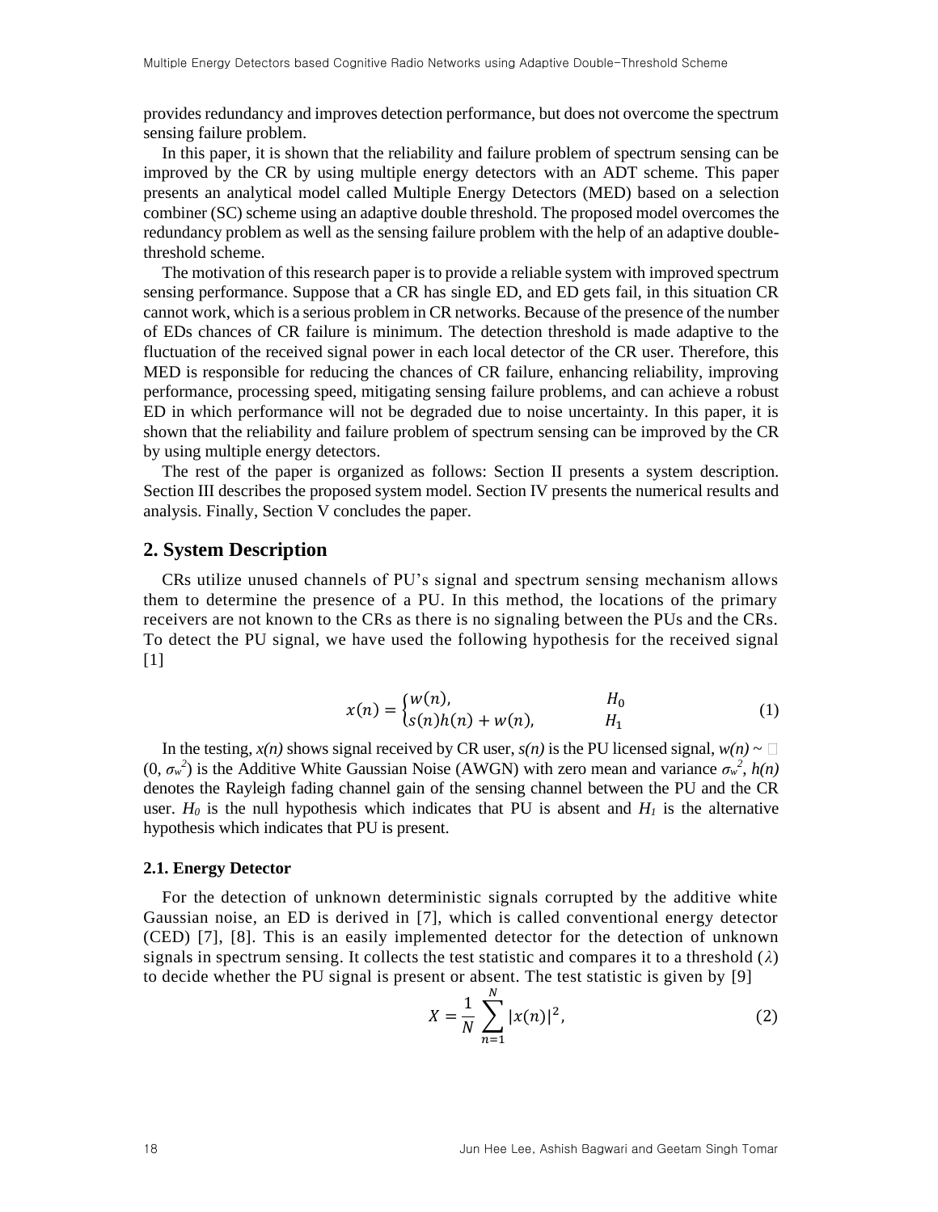provides redundancy and improves detection performance, but does not overcome the spectrum sensing failure problem.

In this paper, it is shown that the reliability and failure problem of spectrum sensing can be improved by the CR by using multiple energy detectors with an ADT scheme. This paper presents an analytical model called Multiple Energy Detectors (MED) based on a selection combiner (SC) scheme using an adaptive double threshold. The proposed model overcomes the redundancy problem as well as the sensing failure problem with the help of an adaptive double-threshold scheme.

The motivation of this research paper is to provide a reliable system with improved spectrum sensing performance. Suppose that a CR has single ED, and ED gets fail, in this situation CR cannot work, which is a serious problem in CR networks. Because of the presence of the number of EDs chances of CR failure is minimum. The detection threshold is made adaptive to the fluctuation of the received signal power in each local detector of the CR user. Therefore, this MED is responsible for reducing the chances of CR failure, enhancing reliability, improving performance, processing speed, mitigating sensing failure problems, and can achieve a robust ED in which performance will not be degraded due to noise uncertainty. In this paper, it is shown that the reliability and failure problem of spectrum sensing can be improved by the CR by using multiple energy detectors.

The rest of the paper is organized as follows: Section II presents a system description. Section III describes the proposed system model. Section IV presents the numerical results and analysis. Finally, Section V concludes the paper.

## 2. System Description

CRs utilize unused channels of PU's signal and spectrum sensing mechanism allows them to determine the presence of a PU. In this method, the locations of the primary receivers are not known to the CRs as there is no signaling between the PUs and the CRs. To detect the PU signal, we have used the following hypothesis for the received signal [1]

$$x(n) = \begin{cases} w(n), & H_0 \\ s(n)h(n) + w(n), & H_1 \end{cases} \tag{1}$$

In the testing, $x(n)$ shows signal received by CR user, $s(n)$ is the PU licensed signal, $w(n) \sim \mathcal{N}(0, \sigma_w^2)$ is the Additive White Gaussian Noise (AWGN) with zero mean and variance $\sigma_w^2$, $h(n)$ denotes the Rayleigh fading channel gain of the sensing channel between the PU and the CR user. $H_0$ is the null hypothesis which indicates that PU is absent and $H_1$ is the alternative hypothesis which indicates that PU is present.

### 2.1. Energy Detector

For the detection of unknown deterministic signals corrupted by the additive white Gaussian noise, an ED is derived in [7], which is called conventional energy detector (CED) [7], [8]. This is an easily implemented detector for the detection of unknown signals in spectrum sensing. It collects the test statistic and compares it to a threshold ($\lambda$) to decide whether the PU signal is present or absent. The test statistic is given by [9]

$$X = \frac{1}{N} \sum_{n=1}^{N} |x(n)|^2, \tag{2}$$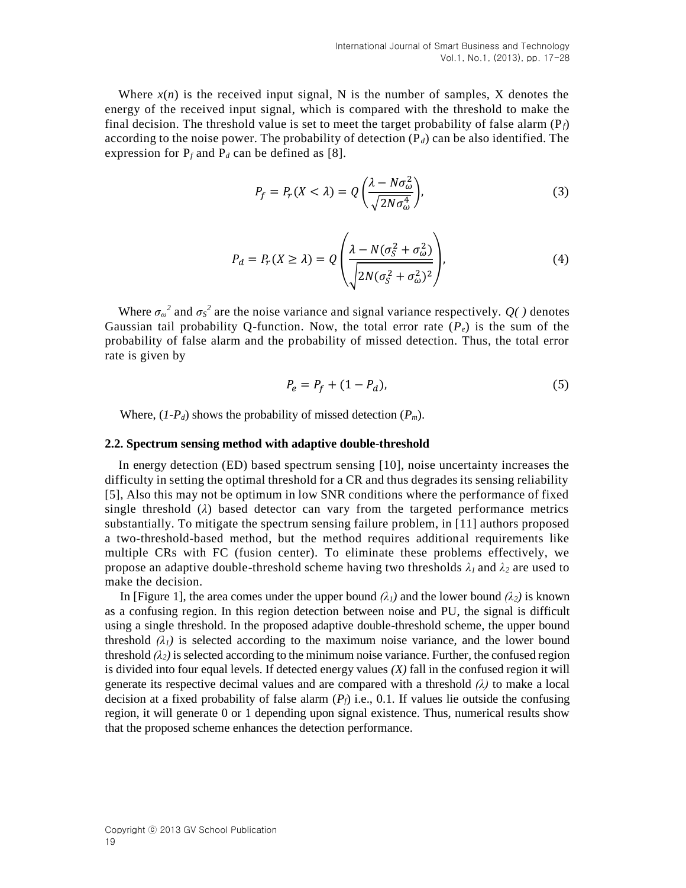Where $x(n)$ is the received input signal, N is the number of samples, X denotes the energy of the received input signal, which is compared with the threshold to make the final decision. The threshold value is set to meet the target probability of false alarm ($P_f$) according to the noise power. The probability of detection ($P_d$) can be also identified. The expression for $P_f$ and $P_d$ can be defined as [8].

$$P_f = P_r(X < \lambda) = Q\left(\frac{\lambda - N\sigma_\omega^2}{\sqrt{2N\sigma_\omega^4}}\right), \tag{3}$$

$$P_d = P_r(X \geq \lambda) = Q\left(\frac{\lambda - N(\sigma_S^2 + \sigma_\omega^2)}{\sqrt{2N(\sigma_S^2 + \sigma_\omega^2)^2}}\right), \tag{4}$$

Where $\sigma_\omega^2$ and $\sigma_S^2$ are the noise variance and signal variance respectively. *Q( )* denotes Gaussian tail probability Q-function. Now, the total error rate ($P_e$) is the sum of the probability of false alarm and the probability of missed detection. Thus, the total error rate is given by

$$P_e = P_f + (1 - P_d), \tag{5}$$

Where, ($1$-$P_d$) shows the probability of missed detection ($P_m$).

### 2.2. Spectrum sensing method with adaptive double-threshold

In energy detection (ED) based spectrum sensing [10], noise uncertainty increases the difficulty in setting the optimal threshold for a CR and thus degrades its sensing reliability [5], Also this may not be optimum in low SNR conditions where the performance of fixed single threshold ($\lambda$) based detector can vary from the targeted performance metrics substantially. To mitigate the spectrum sensing failure problem, in [11] authors proposed a two-threshold-based method, but the method requires additional requirements like multiple CRs with FC (fusion center). To eliminate these problems effectively, we propose an adaptive double-threshold scheme having two thresholds $\lambda_1$ and $\lambda_2$ are used to make the decision.

In [Figure 1], the area comes under the upper bound ($\lambda_1$) and the lower bound ($\lambda_2$) is known as a confusing region. In this region detection between noise and PU, the signal is difficult using a single threshold. In the proposed adaptive double-threshold scheme, the upper bound threshold ($\lambda_1$) is selected according to the maximum noise variance, and the lower bound threshold ($\lambda_2$) is selected according to the minimum noise variance. Further, the confused region is divided into four equal levels. If detected energy values *(X)* fall in the confused region it will generate its respective decimal values and are compared with a threshold ($\lambda$) to make a local decision at a fixed probability of false alarm ($P_f$) i.e., 0.1. If values lie outside the confusing region, it will generate 0 or 1 depending upon signal existence. Thus, numerical results show that the proposed scheme enhances the detection performance.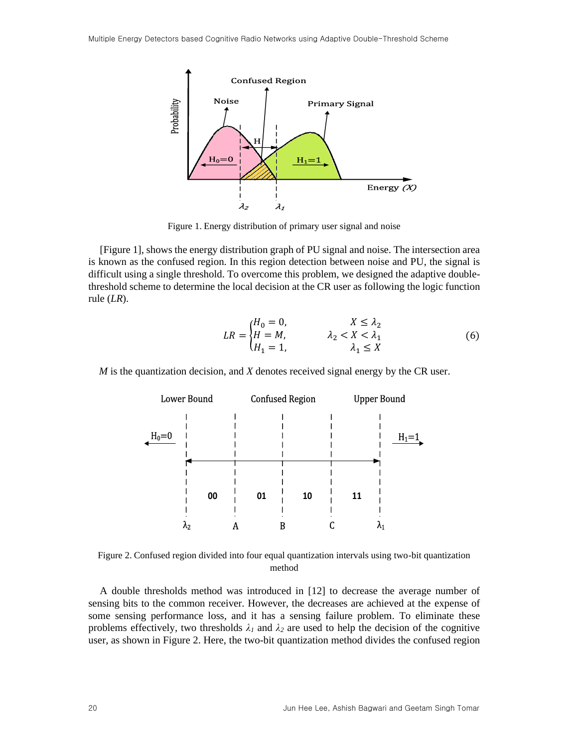Figure 1. Energy distribution of primary user signal and noise

[Figure 1], shows the energy distribution graph of PU signal and noise. The intersection area is known as the confused region. In this region detection between noise and PU, the signal is difficult using a single threshold. To overcome this problem, we designed the adaptive double-threshold scheme to determine the local decision at the CR user as following the logic function rule (*LR*).

$$LR = \begin{cases} H_0 = 0, & X \leq \lambda_2 \\ H = M, & \lambda_2 < X < \lambda_1 \\ H_1 = 1, & \lambda_1 \leq X \end{cases} \tag{6}$$

$M$ is the quantization decision, and $X$ denotes received signal energy by the CR user.

Figure 2. Confused region divided into four equal quantization intervals using two-bit quantization method

A double thresholds method was introduced in [12] to decrease the average number of sensing bits to the common receiver. However, the decreases are achieved at the expense of some sensing performance loss, and it has a sensing failure problem. To eliminate these problems effectively, two thresholds $\lambda_1$ and $\lambda_2$ are used to help the decision of the cognitive user, as shown in Figure 2. Here, the two-bit quantization method divides the confused region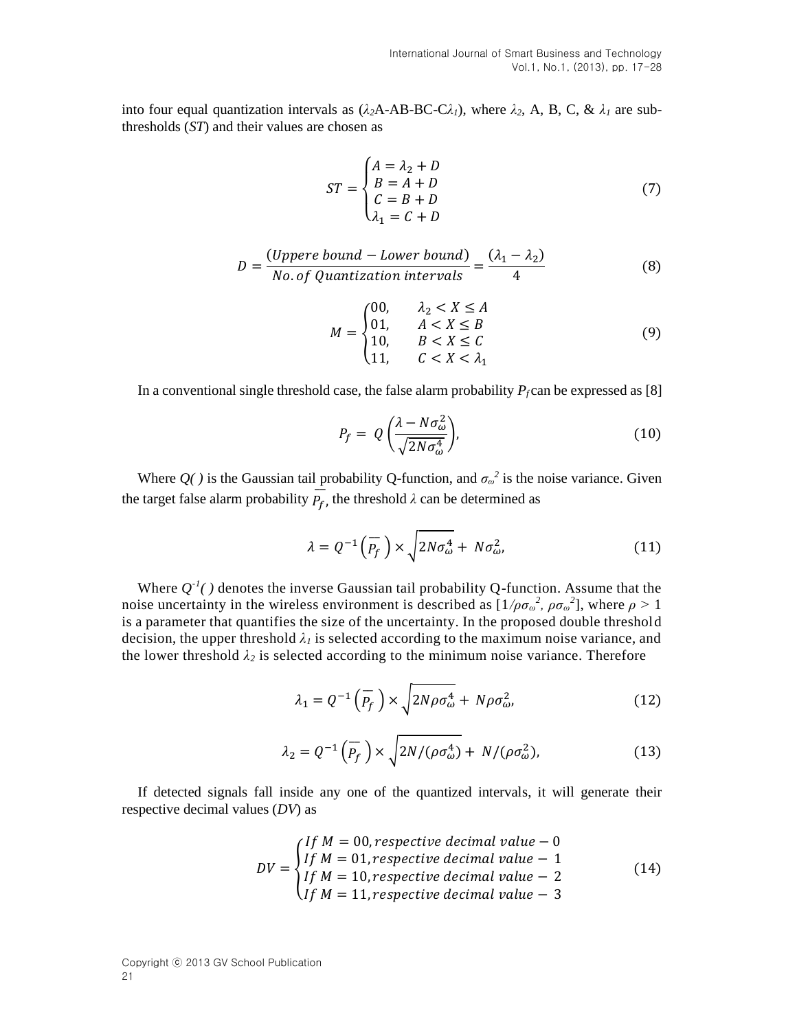into four equal quantization intervals as ($\lambda_2$A-AB-BC-C$\lambda_1$), where $\lambda_2$, A, B, C, & $\lambda_1$ are sub-thresholds (*ST*) and their values are chosen as

$$ST = \begin{cases} A = \lambda_2 + D \\ B = A + D \\ C = B + D \\ \lambda_1 = C + D \end{cases} \tag{7}$$

$$D = \frac{(Uppere\ bound - Lower\ bound)}{No.of\ Quantization\ intervals} = \frac{(\lambda_1 - \lambda_2)}{4} \tag{8}$$

$$M = \begin{cases} 00, & \lambda_2 < X \leq A \\ 01, & A < X \leq B \\ 10, & B < X \leq C \\ 11, & C < X < \lambda_1 \end{cases} \tag{9}$$

In a conventional single threshold case, the false alarm probability $P_f$ can be expressed as [8]

$$P_f = Q\left(\frac{\lambda - N\sigma_\omega^2}{\sqrt{2N\sigma_\omega^4}}\right), \tag{10}$$

Where *Q( )* is the Gaussian tail probability Q-function, and $\sigma_\omega^2$ is the noise variance. Given the target false alarm probability $\overline{P_f}$, the threshold $\lambda$ can be determined as

$$\lambda = Q^{-1}\left(\overline{P_f}\right) \times \sqrt{2N\sigma_\omega^4} + N\sigma_\omega^2, \tag{11}$$

Where $Q^{-1}(\ )$ denotes the inverse Gaussian tail probability Q-function. Assume that the noise uncertainty in the wireless environment is described as $[1/\rho\sigma_\omega^2, \rho\sigma_\omega^2]$, where $\rho > 1$ is a parameter that quantifies the size of the uncertainty. In the proposed double threshold decision, the upper threshold $\lambda_1$ is selected according to the maximum noise variance, and the lower threshold $\lambda_2$ is selected according to the minimum noise variance. Therefore

$$\lambda_1 = Q^{-1}\left(\overline{P_f}\right) \times \sqrt{2N\rho\sigma_\omega^4} + N\rho\sigma_\omega^2, \tag{12}$$

$$\lambda_2 = Q^{-1}\left(\overline{P_f}\right) \times \sqrt{2N/(\rho\sigma_\omega^4)} + N/(\rho\sigma_\omega^2), \tag{13}$$

If detected signals fall inside any one of the quantized intervals, it will generate their respective decimal values (*DV*) as

$$DV = \begin{cases} If\ M = 00, respective\ decimal\ value - 0 \\ If\ M = 01, respective\ decimal\ value - 1 \\ If\ M = 10, respective\ decimal\ value - 2 \\ If\ M = 11, respective\ decimal\ value - 3 \end{cases} \tag{14}$$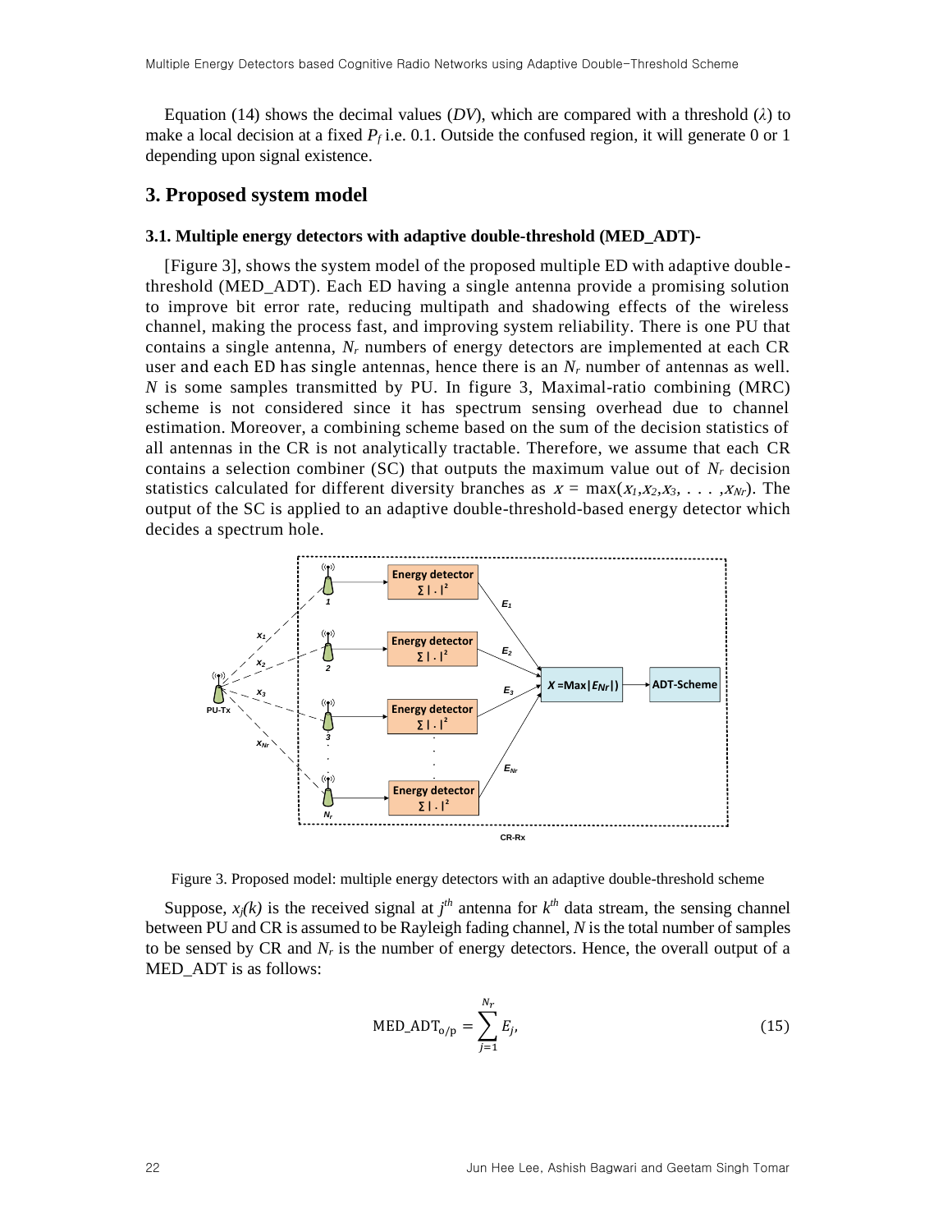Equation (14) shows the decimal values (*DV*), which are compared with a threshold ($\lambda$) to make a local decision at a fixed $P_f$ i.e. 0.1. Outside the confused region, it will generate 0 or 1 depending upon signal existence.

## 3. Proposed system model

### 3.1. Multiple energy detectors with adaptive double-threshold (MED_ADT)-

[Figure 3], shows the system model of the proposed multiple ED with adaptive double-threshold (MED_ADT). Each ED having a single antenna provide a promising solution to improve bit error rate, reducing multipath and shadowing effects of the wireless channel, making the process fast, and improving system reliability. There is one PU that contains a single antenna, $N_r$ numbers of energy detectors are implemented at each CR user and each ED has single antennas, hence there is an $N_r$ number of antennas as well. $N$ is some samples transmitted by PU. In figure 3, Maximal-ratio combining (MRC) scheme is not considered since it has spectrum sensing overhead due to channel estimation. Moreover, a combining scheme based on the sum of the decision statistics of all antennas in the CR is not analytically tractable. Therefore, we assume that each CR contains a selection combiner (SC) that outputs the maximum value out of $N_r$ decision statistics calculated for different diversity branches as $x = \max(x_1, x_2, x_3, \ldots, x_{Nr})$. The output of the SC is applied to an adaptive double-threshold-based energy detector which decides a spectrum hole.

Figure 3. Proposed model: multiple energy detectors with an adaptive double-threshold scheme

Suppose, $x_j(k)$ is the received signal at $j^{th}$ antenna for $k^{th}$ data stream, the sensing channel between PU and CR is assumed to be Rayleigh fading channel, $N$ is the total number of samples to be sensed by CR and $N_r$ is the number of energy detectors. Hence, the overall output of a MED_ADT is as follows:

$$\text{MED\_ADT}_{\text{o/p}} = \sum_{j=1}^{N_r} E_j, \tag{15}$$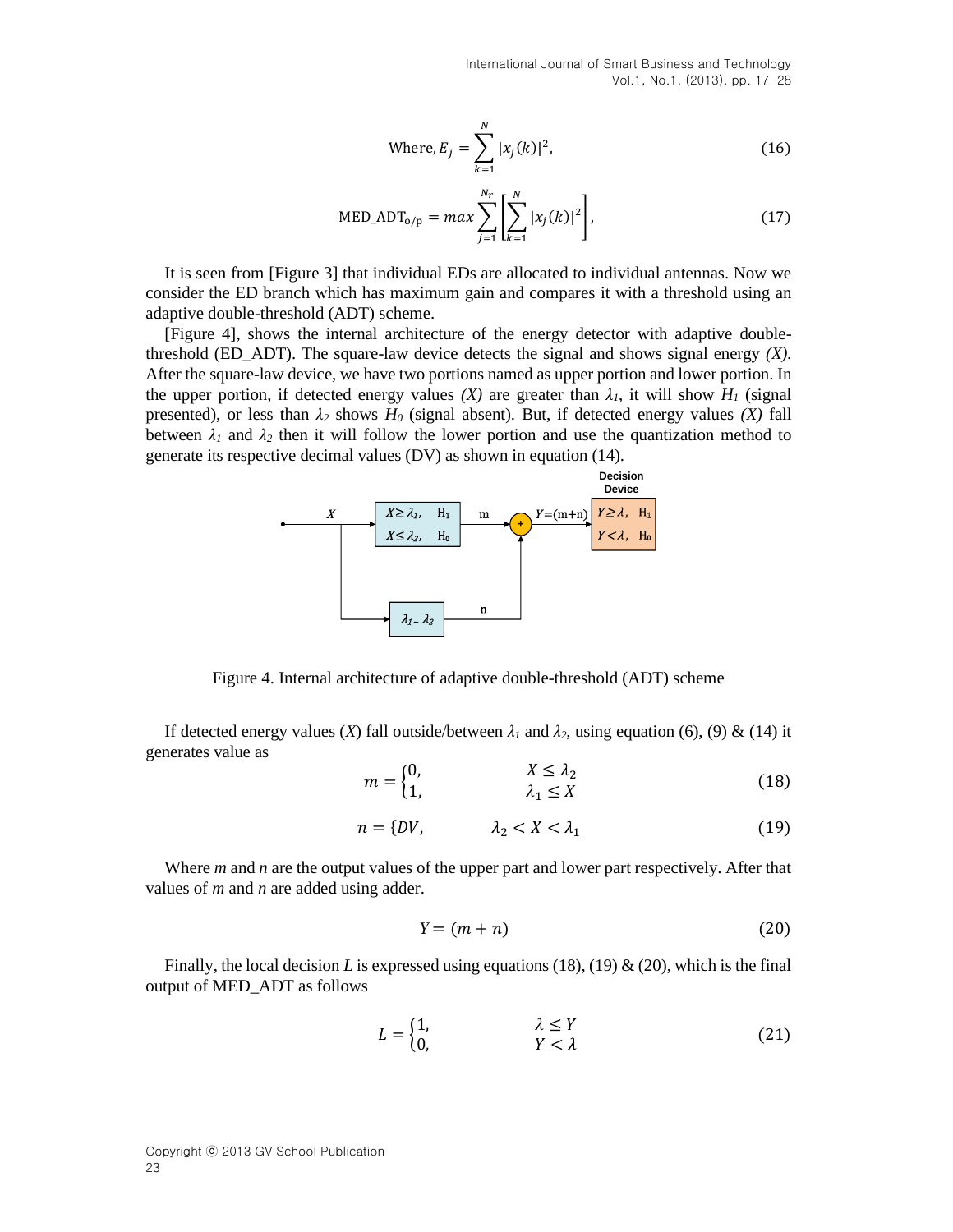$$\text{Where}, E_j = \sum_{k=1}^{N} |x_j(k)|^2, \tag{16}$$

$$\text{MED\_ADT}_{\text{o/p}} = max \sum_{j=1}^{N_r} \left[ \sum_{k=1}^{N} |x_j(k)|^2 \right], \tag{17}$$

It is seen from [Figure 3] that individual EDs are allocated to individual antennas. Now we consider the ED branch which has maximum gain and compares it with a threshold using an adaptive double-threshold (ADT) scheme.

[Figure 4], shows the internal architecture of the energy detector with adaptive double-threshold (ED_ADT). The square-law device detects the signal and shows signal energy *(X)*. After the square-law device, we have two portions named as upper portion and lower portion. In the upper portion, if detected energy values *(X)* are greater than $\lambda_1$, it will show $H_1$ (signal presented), or less than $\lambda_2$ shows $H_0$ (signal absent). But, if detected energy values *(X)* fall between $\lambda_1$ and $\lambda_2$ then it will follow the lower portion and use the quantization method to generate its respective decimal values (DV) as shown in equation (14).

Figure 4. Internal architecture of adaptive double-threshold (ADT) scheme

If detected energy values (*X*) fall outside/between $\lambda_1$ and $\lambda_2$, using equation (6), (9) & (14) it generates value as

$$m = \begin{cases} 0, & X \leq \lambda_2 \\ 1, & \lambda_1 \leq X \end{cases} \tag{18}$$

$$n = \{DV, \qquad \lambda_2 < X < \lambda_1 \tag{19}$$

Where *m* and *n* are the output values of the upper part and lower part respectively. After that values of *m* and *n* are added using adder.

$$Y = (m + n) \tag{20}$$

Finally, the local decision *L* is expressed using equations (18), (19) & (20), which is the final output of MED_ADT as follows

$$L = \begin{cases} 1, & \lambda \leq Y \\ 0, & Y < \lambda \end{cases} \tag{21}$$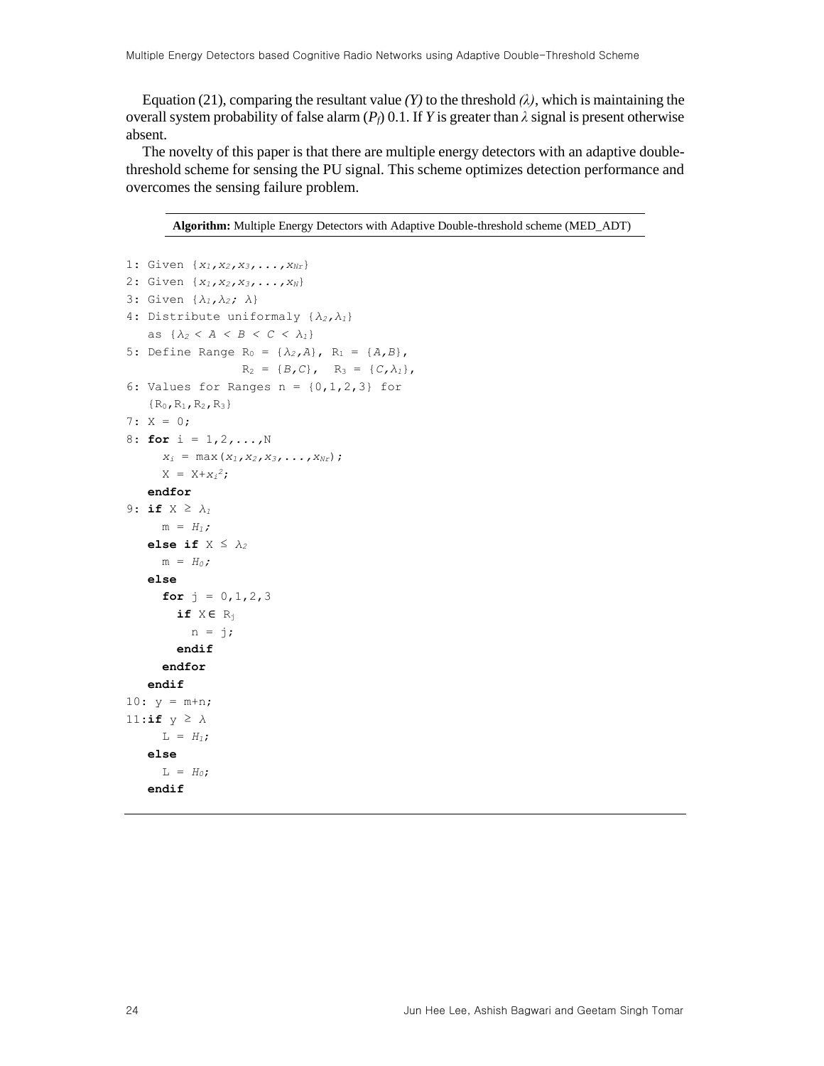Equation (21), comparing the resultant value *(Y)* to the threshold *(λ)*, which is maintaining the overall system probability of false alarm ($P_f$) 0.1. If *Y* is greater than *λ* signal is present otherwise absent.

The novelty of this paper is that there are multiple energy detectors with an adaptive double-threshold scheme for sensing the PU signal. This scheme optimizes detection performance and overcomes the sensing failure problem.

**Algorithm:** Multiple Energy Detectors with Adaptive Double-threshold scheme (MED_ADT)

```
1: Given {x1,x2,x3,...,xNr}
2: Given {x1,x2,x3,...,xN}
3: Given {λ1,λ2; λ}
4: Distribute uniformaly {λ2,λ1}
   as {λ2 < A < B < C < λ1}
5: Define Range R0 = {λ2,A}, R1 = {A,B},
                R2 = {B,C},  R3 = {C,λ1},
6: Values for Ranges n = {0,1,2,3} for
   {R0,R1,R2,R3}
7: X = 0;
8: for i = 1,2,...,N
     xi = max(x1,x2,x3,...,xNr);
     X = X+xi^2;
   endfor
9: if X ≥ λ1
     m = H1;
   else if X ≤ λ2
     m = H0;
   else
     for j = 0,1,2,3
       if X∈ Rj
         n = j;
       endif
     endfor
   endif
10: y = m+n;
11:if y ≥ λ
     L = H1;
   else
     L = H0;
   endif
```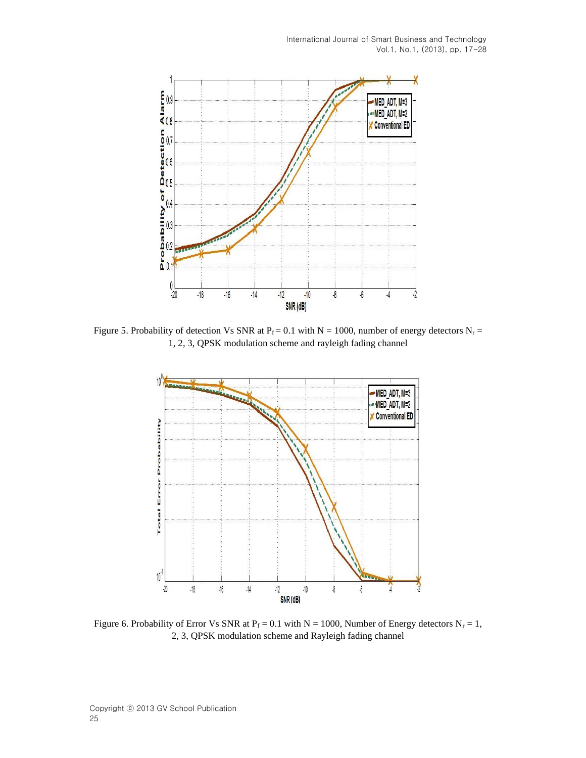Figure 5. Probability of detection Vs SNR at $P_f = 0.1$ with N = 1000, number of energy detectors $N_r$ = 1, 2, 3, QPSK modulation scheme and rayleigh fading channel

Figure 6. Probability of Error Vs SNR at $P_f = 0.1$ with N = 1000, Number of Energy detectors $N_r$ = 1, 2, 3, QPSK modulation scheme and Rayleigh fading channel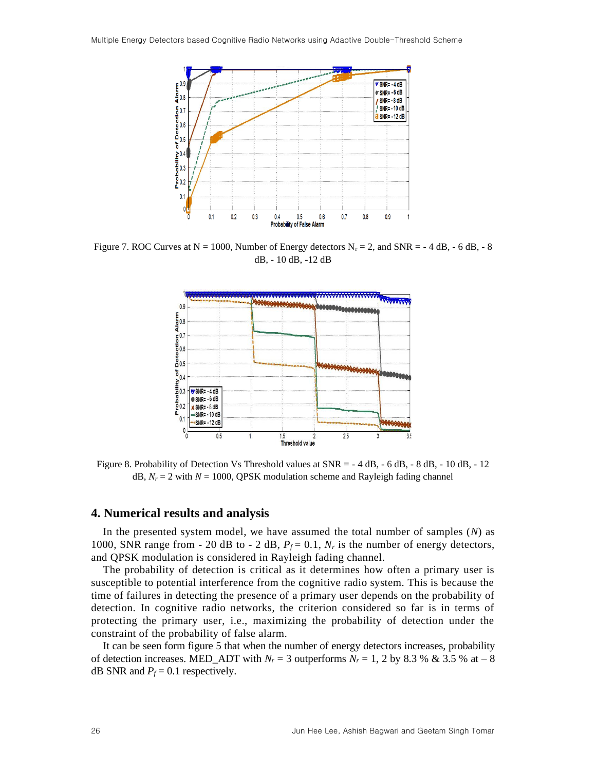Figure 7. ROC Curves at N = 1000, Number of Energy detectors $N_r$ = 2, and SNR = - 4 dB, - 6 dB, - 8 dB, - 10 dB, -12 dB

Figure 8. Probability of Detection Vs Threshold values at SNR = - 4 dB, - 6 dB, - 8 dB, - 10 dB, - 12 dB, $N_r$ = 2 with $N$ = 1000, QPSK modulation scheme and Rayleigh fading channel

## 4. Numerical results and analysis

In the presented system model, we have assumed the total number of samples ($N$) as 1000, SNR range from - 20 dB to - 2 dB, $P_f$ = 0.1, $N_r$ is the number of energy detectors, and QPSK modulation is considered in Rayleigh fading channel.

The probability of detection is critical as it determines how often a primary user is susceptible to potential interference from the cognitive radio system. This is because the time of failures in detecting the presence of a primary user depends on the probability of detection. In cognitive radio networks, the criterion considered so far is in terms of protecting the primary user, i.e., maximizing the probability of detection under the constraint of the probability of false alarm.

It can be seen form figure 5 that when the number of energy detectors increases, probability of detection increases. MED_ADT with $N_r$ = 3 outperforms $N_r$ = 1, 2 by 8.3 % & 3.5 % at – 8 dB SNR and $P_f$ = 0.1 respectively.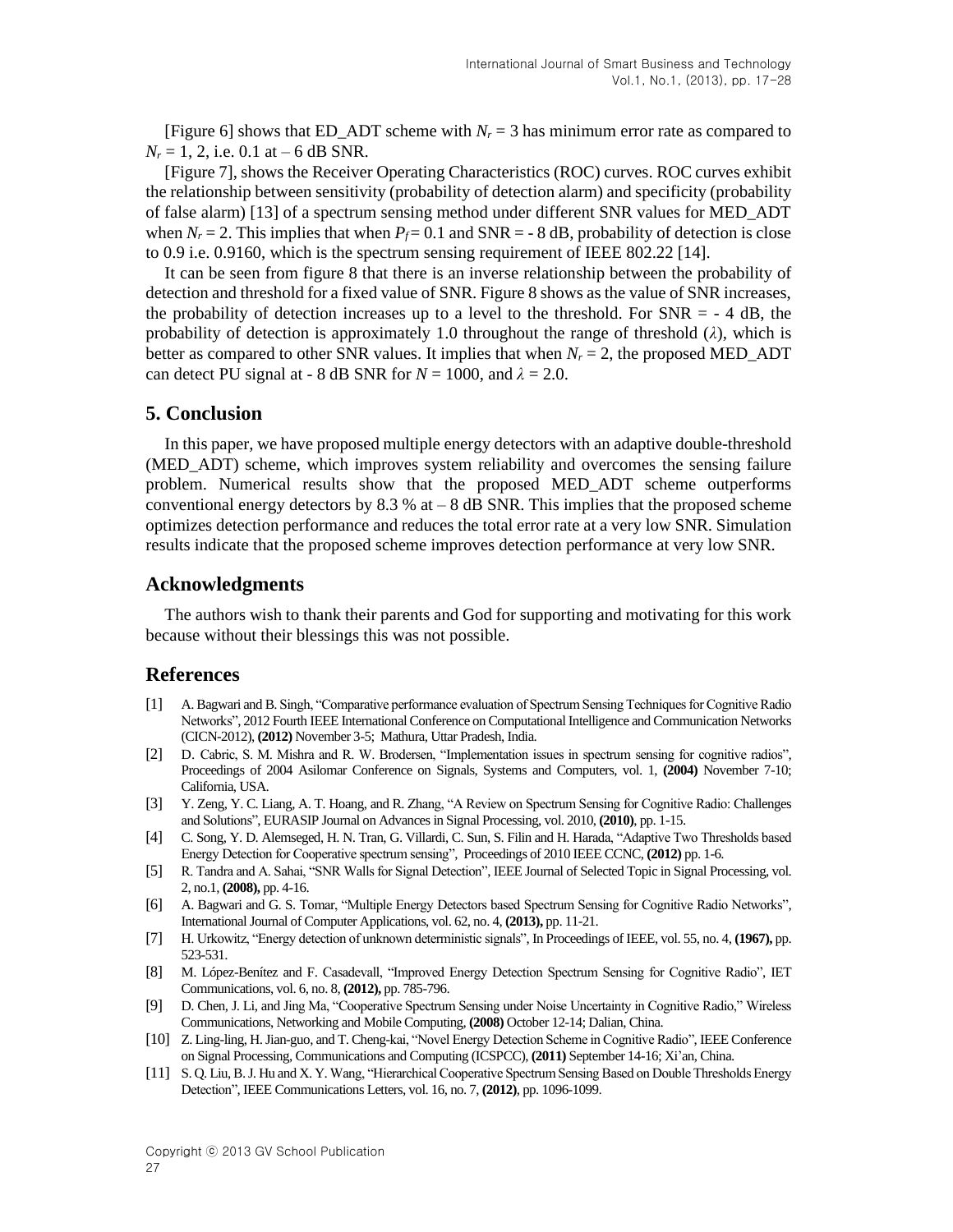[Figure 6] shows that ED_ADT scheme with $N_r = 3$ has minimum error rate as compared to $N_r = 1, 2$, i.e. 0.1 at – 6 dB SNR.

[Figure 7], shows the Receiver Operating Characteristics (ROC) curves. ROC curves exhibit the relationship between sensitivity (probability of detection alarm) and specificity (probability of false alarm) [13] of a spectrum sensing method under different SNR values for MED_ADT when $N_r = 2$. This implies that when $P_f = 0.1$ and SNR = - 8 dB, probability of detection is close to 0.9 i.e. 0.9160, which is the spectrum sensing requirement of IEEE 802.22 [14].

It can be seen from figure 8 that there is an inverse relationship between the probability of detection and threshold for a fixed value of SNR. Figure 8 shows as the value of SNR increases, the probability of detection increases up to a level to the threshold. For SNR = - 4 dB, the probability of detection is approximately 1.0 throughout the range of threshold ($\lambda$), which is better as compared to other SNR values. It implies that when $N_r = 2$, the proposed MED_ADT can detect PU signal at - 8 dB SNR for $N = 1000$, and $\lambda = 2.0$.

## 5. Conclusion

In this paper, we have proposed multiple energy detectors with an adaptive double-threshold (MED_ADT) scheme, which improves system reliability and overcomes the sensing failure problem. Numerical results show that the proposed MED_ADT scheme outperforms conventional energy detectors by 8.3 % at – 8 dB SNR. This implies that the proposed scheme optimizes detection performance and reduces the total error rate at a very low SNR. Simulation results indicate that the proposed scheme improves detection performance at very low SNR.

## Acknowledgments

The authors wish to thank their parents and God for supporting and motivating for this work because without their blessings this was not possible.

## References

[1] A. Bagwari and B. Singh, "Comparative performance evaluation of Spectrum Sensing Techniques for Cognitive Radio Networks", 2012 Fourth IEEE International Conference on Computational Intelligence and Communication Networks (CICN-2012), **(2012)** November 3-5; Mathura, Uttar Pradesh, India.

[2] D. Cabric, S. M. Mishra and R. W. Brodersen, "Implementation issues in spectrum sensing for cognitive radios", Proceedings of 2004 Asilomar Conference on Signals, Systems and Computers, vol. 1, **(2004)** November 7-10; California, USA.

[3] Y. Zeng, Y. C. Liang, A. T. Hoang, and R. Zhang, "A Review on Spectrum Sensing for Cognitive Radio: Challenges and Solutions", EURASIP Journal on Advances in Signal Processing, vol. 2010, **(2010)**, pp. 1-15.

[4] C. Song, Y. D. Alemseged, H. N. Tran, G. Villardi, C. Sun, S. Filin and H. Harada, "Adaptive Two Thresholds based Energy Detection for Cooperative spectrum sensing", Proceedings of 2010 IEEE CCNC, **(2012)** pp. 1-6.

[5] R. Tandra and A. Sahai, "SNR Walls for Signal Detection", IEEE Journal of Selected Topic in Signal Processing, vol. 2, no.1, **(2008),** pp. 4-16.

[6] A. Bagwari and G. S. Tomar, "Multiple Energy Detectors based Spectrum Sensing for Cognitive Radio Networks", International Journal of Computer Applications, vol. 62, no. 4, **(2013),** pp. 11-21.

[7] H. Urkowitz, "Energy detection of unknown deterministic signals", In Proceedings of IEEE, vol. 55, no. 4, **(1967),** pp. 523-531.

[8] M. López-Benítez and F. Casadevall, "Improved Energy Detection Spectrum Sensing for Cognitive Radio", IET Communications, vol. 6, no. 8, **(2012),** pp. 785-796.

[9] D. Chen, J. Li, and Jing Ma, "Cooperative Spectrum Sensing under Noise Uncertainty in Cognitive Radio," Wireless Communications, Networking and Mobile Computing, **(2008)** October 12-14; Dalian, China.

[10] Z. Ling-ling, H. Jian-guo, and T. Cheng-kai, "Novel Energy Detection Scheme in Cognitive Radio", IEEE Conference on Signal Processing, Communications and Computing (ICSPCC), **(2011)** September 14-16; Xi'an, China.

[11] S. Q. Liu, B. J. Hu and X. Y. Wang, "Hierarchical Cooperative Spectrum Sensing Based on Double Thresholds Energy Detection", IEEE Communications Letters, vol. 16, no. 7, **(2012)**, pp. 1096-1099.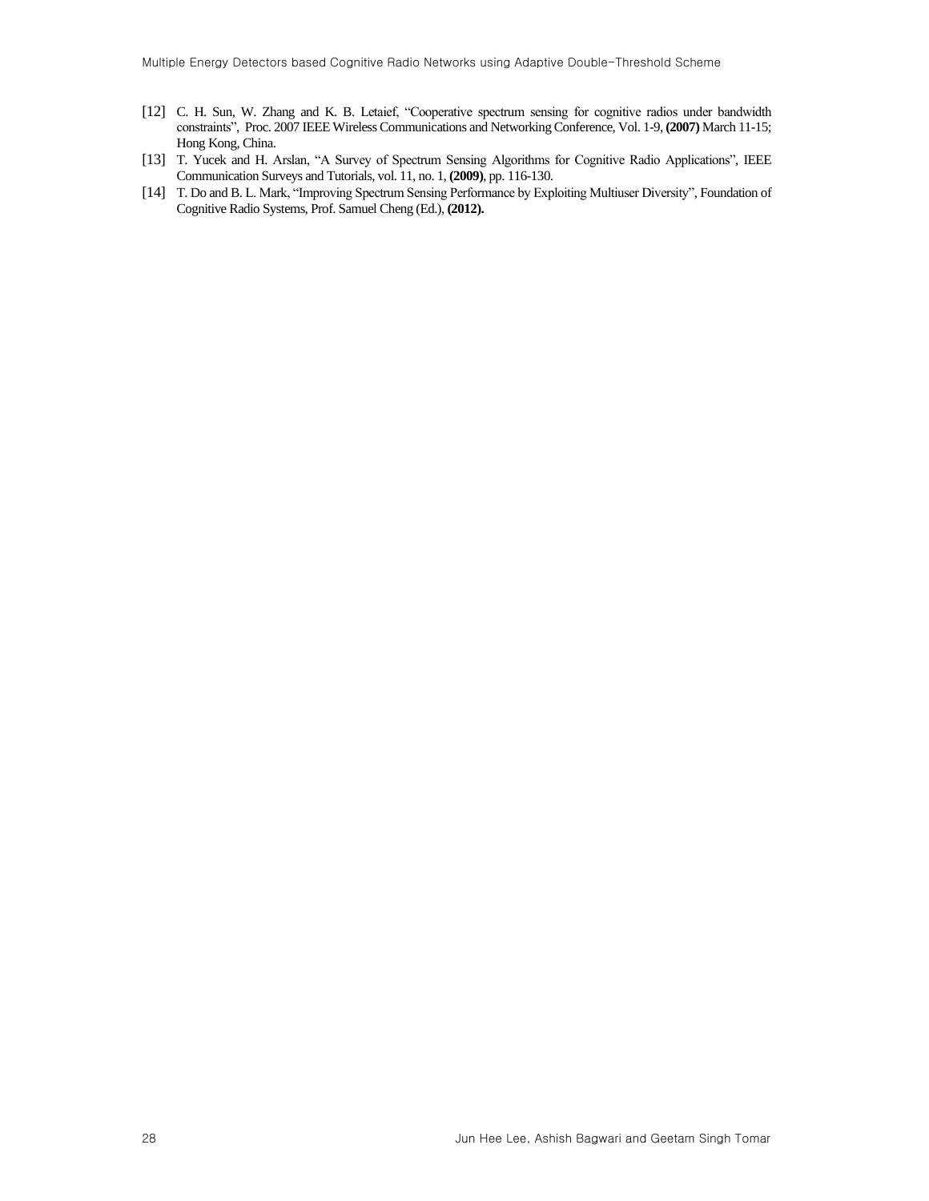[12] C. H. Sun, W. Zhang and K. B. Letaief, "Cooperative spectrum sensing for cognitive radios under bandwidth constraints", Proc. 2007 IEEE Wireless Communications and Networking Conference, Vol. 1-9, **(2007)** March 11-15; Hong Kong, China.

[13] T. Yucek and H. Arslan, "A Survey of Spectrum Sensing Algorithms for Cognitive Radio Applications", IEEE Communication Surveys and Tutorials, vol. 11, no. 1, **(2009)**, pp. 116-130.

[14] T. Do and B. L. Mark, "Improving Spectrum Sensing Performance by Exploiting Multiuser Diversity", Foundation of Cognitive Radio Systems, Prof. Samuel Cheng (Ed.), **(2012).**